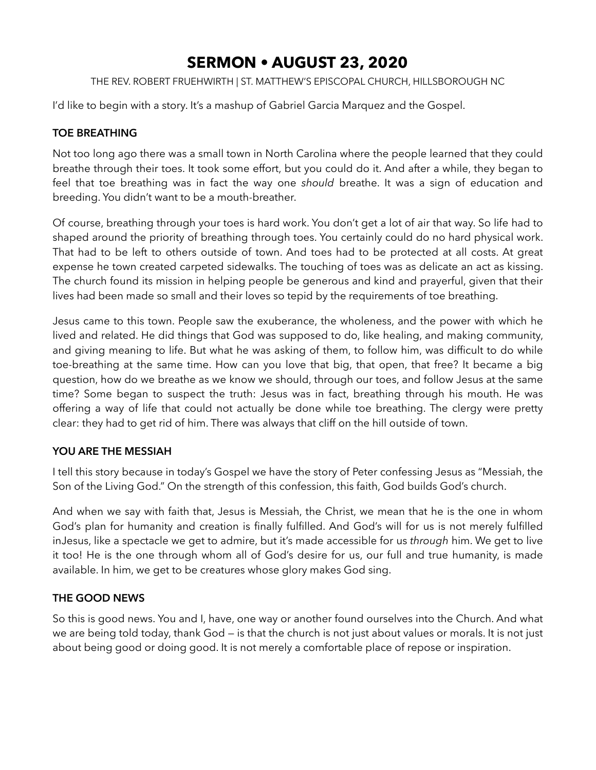# SERMON • AUGUST 23, 2020

THE REV. ROBERT FRUEHWIRTH | ST. MATTHEW'S EPISCOPAL CHURCH, HILLSBOROUGH NC

I'd like to begin with a story. It's a mashup of Gabriel Garcia Marquez and the Gospel.

## TOE BREATHING

Not too long ago there was a small town in North Carolina where the people learned that they could breathe through their toes. It took some effort, but you could do it. And after a while, they began to feel that toe breathing was in fact the way one *should* breathe. It was a sign of education and breeding. You didn't want to be a mouth-breather.

Of course, breathing through your toes is hard work. You don't get a lot of air that way. So life had to shaped around the priority of breathing through toes. You certainly could do no hard physical work. That had to be left to others outside of town. And toes had to be protected at all costs. At great expense he town created carpeted sidewalks. The touching of toes was as delicate an act as kissing. The church found its mission in helping people be generous and kind and prayerful, given that their lives had been made so small and their loves so tepid by the requirements of toe breathing.

Jesus came to this town. People saw the exuberance, the wholeness, and the power with which he lived and related. He did things that God was supposed to do, like healing, and making community, and giving meaning to life. But what he was asking of them, to follow him, was difficult to do while toe-breathing at the same time. How can you love that big, that open, that free? It became a big question, how do we breathe as we know we should, through our toes, and follow Jesus at the same time? Some began to suspect the truth: Jesus was in fact, breathing through his mouth. He was offering a way of life that could not actually be done while toe breathing. The clergy were pretty clear: they had to get rid of him. There was always that cliff on the hill outside of town.

## YOU ARE THE MESSIAH

I tell this story because in today's Gospel we have the story of Peter confessing Jesus as "Messiah, the Son of the Living God." On the strength of this confession, this faith, God builds God's church.

And when we say with faith that, Jesus is Messiah, the Christ, we mean that he is the one in whom God's plan for humanity and creation is finally fulfilled. And God's will for us is not merely fulfilled inJesus, like a spectacle we get to admire, but it's made accessible for us *through* him. We get to live it too! He is the one through whom all of God's desire for us, our full and true humanity, is made available. In him, we get to be creatures whose glory makes God sing.

## THE GOOD NEWS

So this is good news. You and I, have, one way or another found ourselves into the Church. And what we are being told today, thank God — is that the church is not just about values or morals. It is not just about being good or doing good. It is not merely a comfortable place of repose or inspiration.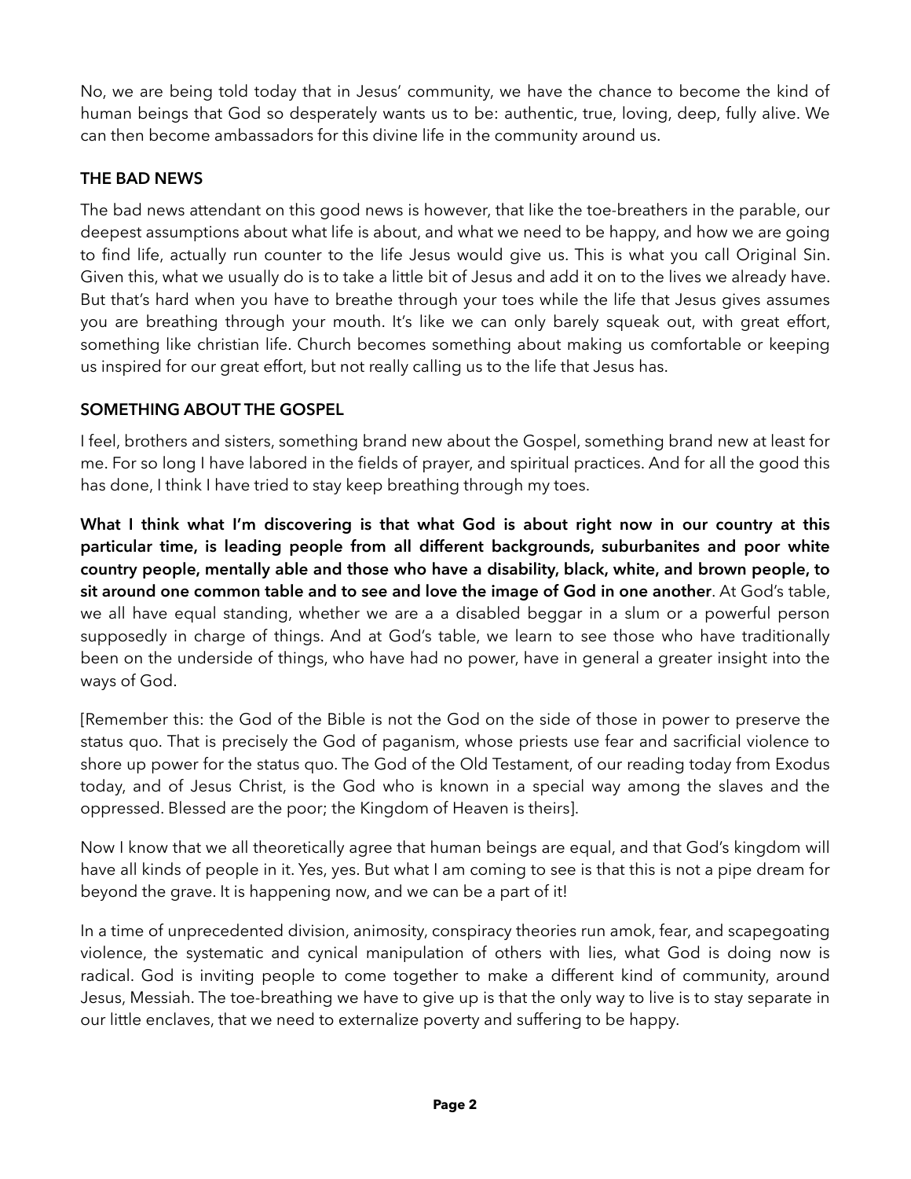No, we are being told today that in Jesus' community, we have the chance to become the kind of human beings that God so desperately wants us to be: authentic, true, loving, deep, fully alive. We can then become ambassadors for this divine life in the community around us.

**THE BAD NEWS**

The bad news attendant on this good news is however, that like the toe-breathers in the parable, our deepest assumptions about what life is about, and what we need to be happy, and how we are going to find life, actually run counter to the life Jesus would give us. This is what you call Original Sin. Given this, what we usually do is to take a little bit of Jesus and add it on to the lives we already have. But that's hard when you have to breathe through your toes while the life that Jesus gives assumes you are breathing through your mouth. It's like we can only barely squeak out, with great effort, something like christian life. Church becomes something about making us comfortable or keeping us inspired for our great effort, but not really calling us to the life that Jesus has.

**SOMETHING ABOUT THE GOSPEL**

I feel, brothers and sisters, something brand new about the Gospel, something brand new at least for me. For so long I have labored in the fields of prayer, and spiritual practices. And for all the good this has done, I think I have tried to stay keep breathing through my toes.

**What I think what I'm discovering is that what God is about right now in our country at this particular time, is leading people from all different backgrounds, suburbanites and poor white country people, mentally able and those who have a disability, black, white, and brown people, to sit around one common table and to see and love the image of God in one another**. At God's table, we all have equal standing, whether we are a a disabled beggar in a slum or a powerful person supposedly in charge of things. And at God's table, we learn to see those who have traditionally been on the underside of things, who have had no power, have in general a greater insight into the ways of God.

[Remember this: the God of the Bible is not the God on the side of those in power to preserve the status quo. That is precisely the God of paganism, whose priests use fear and sacrificial violence to shore up power for the status quo. The God of the Old Testament, of our reading today from Exodus today, and of Jesus Christ, is the God who is known in a special way among the slaves and the oppressed. Blessed are the poor; the Kingdom of Heaven is theirs].

Now I know that we all theoretically agree that human beings are equal, and that God's kingdom will have all kinds of people in it. Yes, yes. But what I am coming to see is that this is not a pipe dream for beyond the grave. It is happening now, and we can be a part of it!

In a time of unprecedented division, animosity, conspiracy theories run amok, fear, and scapegoating violence, the systematic and cynical manipulation of others with lies, what God is doing now is radical. God is inviting people to come together to make a different kind of community, around Jesus, Messiah. The toe-breathing we have to give up is that the only way to live is to stay separate in our little enclaves, that we need to externalize poverty and suffering to be happy.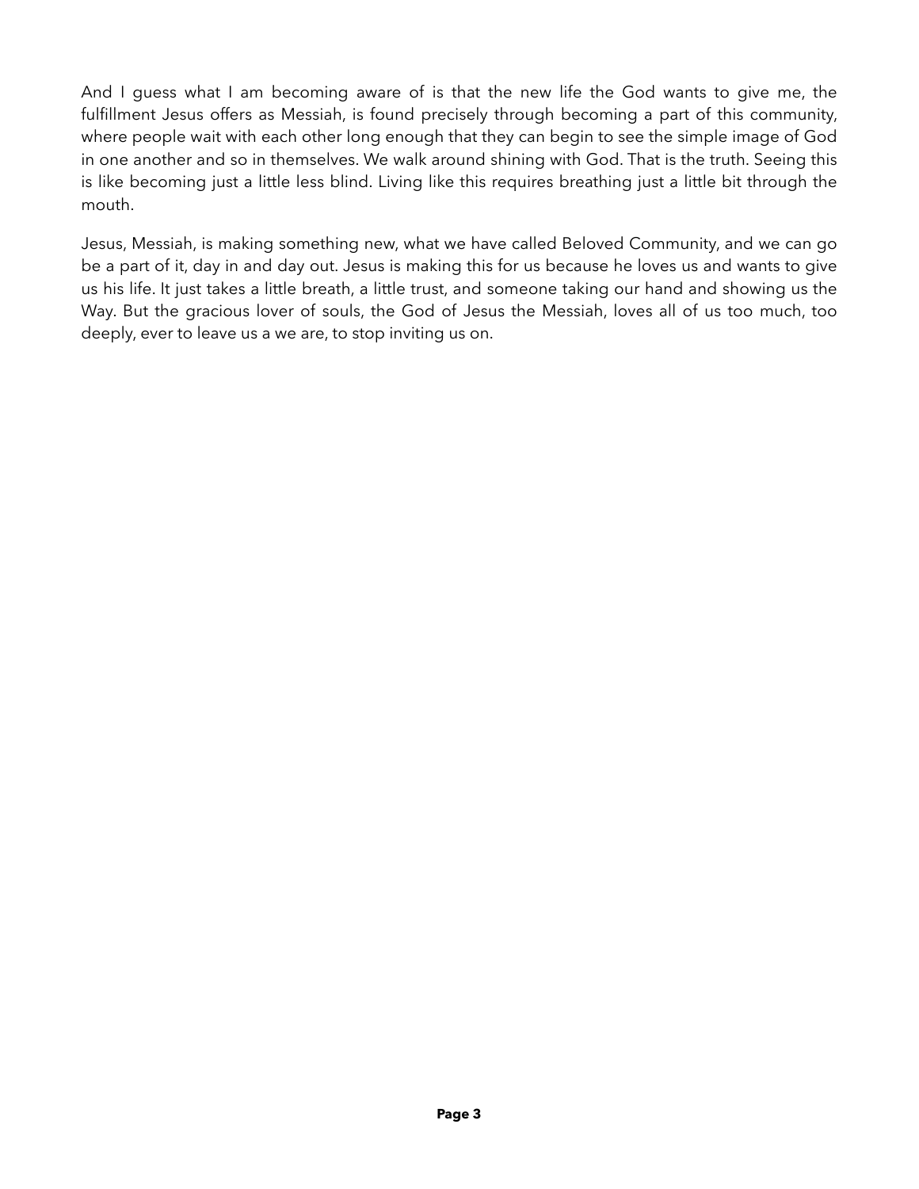And I guess what I am becoming aware of is that the new life the God wants to give me, the fulfillment Jesus offers as Messiah, is found precisely through becoming a part of this community, where people wait with each other long enough that they can begin to see the simple image of God in one another and so in themselves. We walk around shining with God. That is the truth. Seeing this is like becoming just a little less blind. Living like this requires breathing just a little bit through the mouth.

Jesus, Messiah, is making something new, what we have called Beloved Community, and we can go be a part of it, day in and day out. Jesus is making this for us because he loves us and wants to give us his life. It just takes a little breath, a little trust, and someone taking our hand and showing us the Way. But the gracious lover of souls, the God of Jesus the Messiah, loves all of us too much, too deeply, ever to leave us a we are, to stop inviting us on.